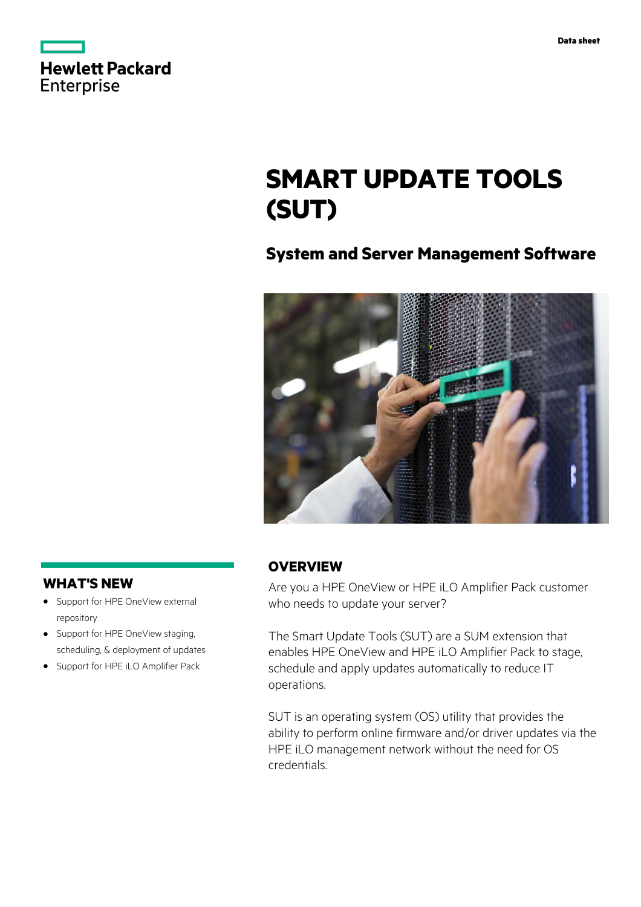Hewlett Packard Enterprise

Data sheet

# SMART UPDATE TOOLS (SUT)

## System and Server Management Software

## WHAT'S NEW

- Support for HPE OneView external repository
- Support for HPE OneView staging, scheduling, & deployment of updates
- Support for HPE iLO Amplifier Pack

## OVERVIEW

Are you a HPE OneView or HPE iLO Amplifier Pack customer who needs to update your server?

The Smart Update Tools (SUT) are a SUM extension that enables HPE OneView and HPE iLO Amplifier Pack to stage, schedule and apply updates automatically to reduce IT operations.

SUT is an operating system (OS) utility that provides the ability to perform online firmware and/or driver updates via the HPE iLO management network without the need for OS credentials.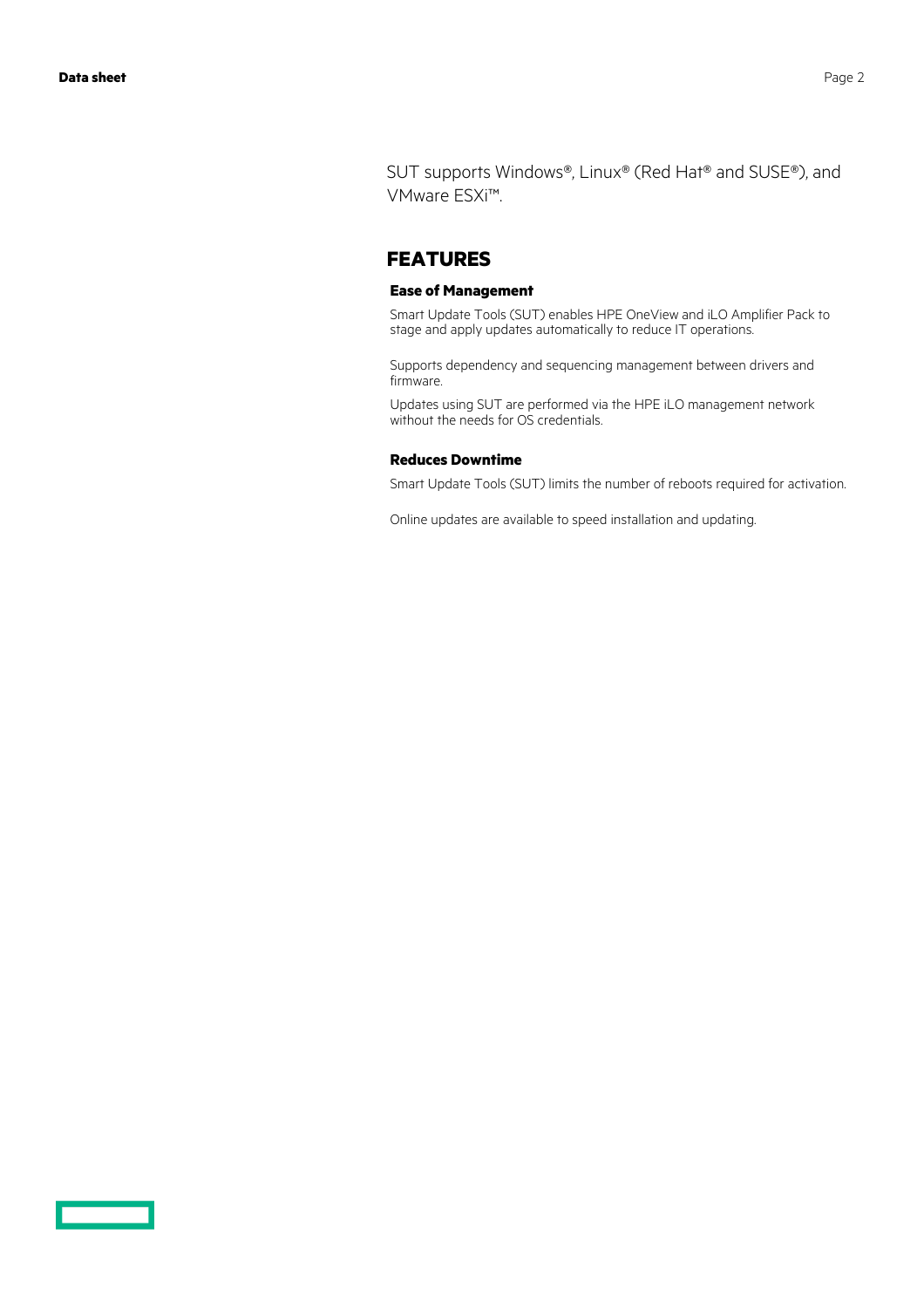SUT supports Windows®, Linux® (Red Hat® and SUSE®), and VMware ESXi™.

## FEATURES

### Ease of Management

Smart Update Tools (SUT) enables HPE OneView and iLO Amplifier Pack to stage and apply updates automatically to reduce IT operations.

Supports dependency and sequencing management between drivers and firmware.

Updates using SUT are performed via the HPE iLO management network without the needs for OS credentials.

### Reduces Downtime

Smart Update Tools (SUT) limits the number of reboots required for activation.

Online updates are available to speed installation and updating.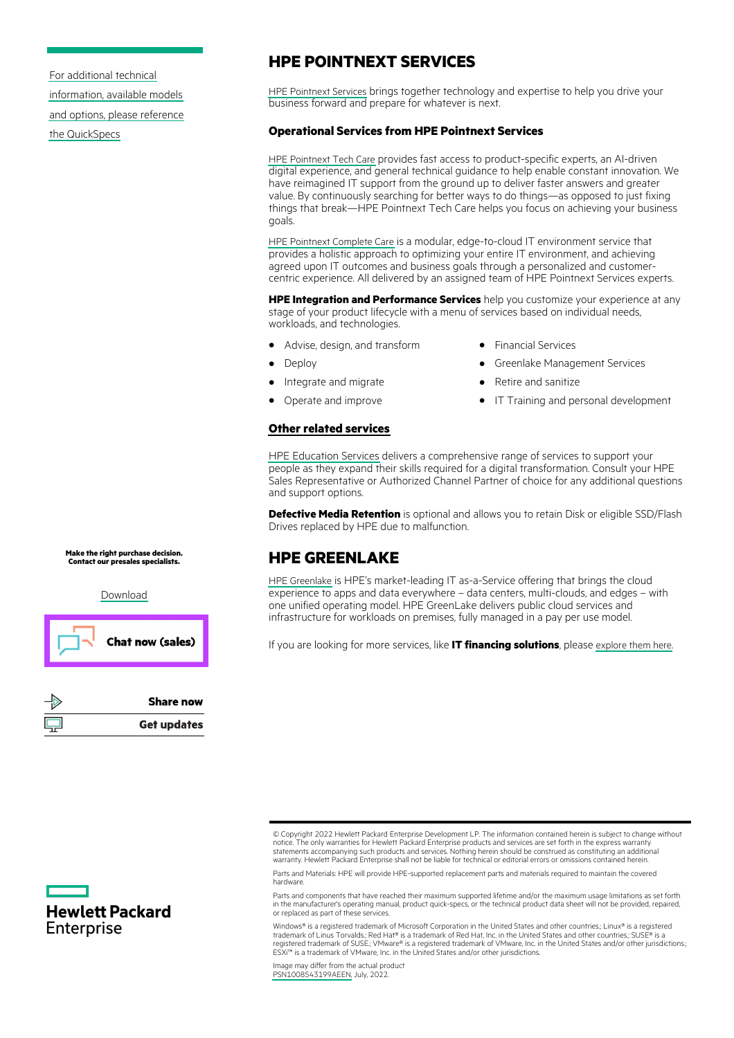For additional technical information, available models and options, please reference the QuickSpecs

## HPE POINTNEXT SERVICES

HPE Pointnext Services brings together technology and expertise to help you drive your business forward and prepare for whatever is next.

### Operational Services from HPE Pointnext Services

HPE Pointnext Tech Care provides fast access to product-specific experts, an AI-driven digital experience, and general technical guidance to help enable constant innovation. We have reimagined IT support from the ground up to deliver faster answers and greater value. By continuously searching for better ways to do things—as opposed to just fixing things that break—HPE Pointnext Tech Care helps you focus on achieving your business goals.

HPE Pointnext Complete Care is a modular, edge-to-cloud IT environment service that provides a holistic approach to optimizing your entire IT environment, and achieving agreed upon IT outcomes and business goals through a personalized and customer-centric experience. All delivered by an assigned team of HPE Pointnext Services experts.

**HPE Integration and Performance Services** help you customize your experience at any stage of your product lifecycle with a menu of services based on individual needs, workloads, and technologies.

- Advise, design, and transform
- Deploy
- Integrate and migrate
- Operate and improve
- Financial Services
- Greenlake Management Services
- Retire and sanitize
- IT Training and personal development

### Other related services

HPE Education Services delivers a comprehensive range of services to support your people as they expand their skills required for a digital transformation. Consult your HPE Sales Representative or Authorized Channel Partner of choice for any additional questions and support options.

**Defective Media Retention** is optional and allows you to retain Disk or eligible SSD/Flash Drives replaced by HPE due to malfunction.

## HPE GREENLAKE

HPE Greenlake is HPE's market-leading IT as-a-Service offering that brings the cloud experience to apps and data everywhere – data centers, multi-clouds, and edges – with one unified operating model. HPE GreenLake delivers public cloud services and infrastructure for workloads on premises, fully managed in a pay per use model.

If you are looking for more services, like **IT financing solutions**, please explore them here.

**Make the right purchase decision. Contact our presales specialists.**

Download

**Chat now (sales)**

**Share now**

**Get updates**

© Copyright 2022 Hewlett Packard Enterprise Development LP. The information contained herein is subject to change without notice. The only warranties for Hewlett Packard Enterprise products and services are set forth in the express warranty statements accompanying such products and services. Nothing herein should be construed as constituting an additional warranty. Hewlett Packard Enterprise shall not be liable for technical or editorial errors or omissions contained herein.

Parts and Materials: HPE will provide HPE-supported replacement parts and materials required to maintain the covered hardware.

Parts and components that have reached their maximum supported lifetime and/or the maximum usage limitations as set forth in the manufacturer's operating manual, product quick-specs, or the technical product data sheet will not be provided, repaired, or replaced as part of these services.

Windows® is a registered trademark of Microsoft Corporation in the United States and other countries.; Linux® is a registered trademark of Linus Torvalds.; Red Hat® is a trademark of Red Hat, Inc. in the United States and other countries.; SUSE® is a registered trademark of SUSE.; VMware® is a registered trademark of VMware, Inc. in the United States and/or other jurisdictions.; ESXi™ is a trademark of VMware, Inc. in the United States and/or other jurisdictions.

Image may differ from the actual product

PSN1008543199AEEN, July, 2022.

Hewlett Packard Enterprise